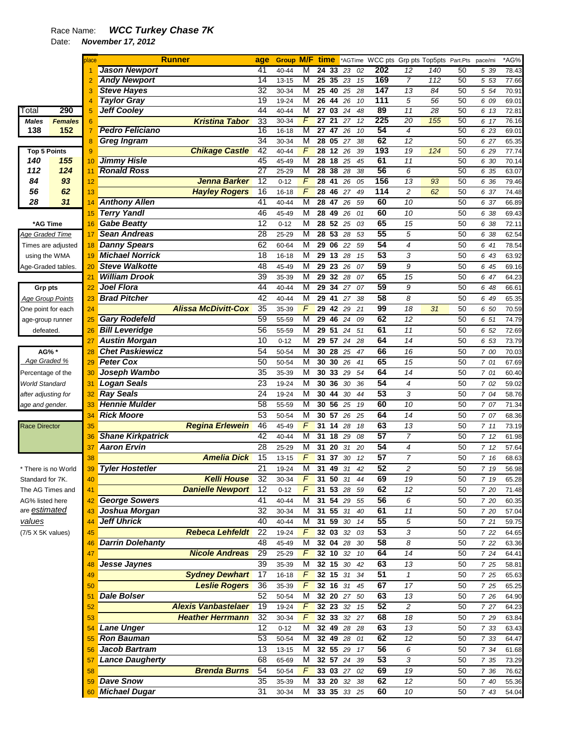Race Name: ***WCC Turkey Chase 7K***

Date: ***November 17, 2012***

| Total | 290 |
|---|---|
| *Males* | *Females* |
| 138 | 152 |

| Top 5 Points | |
|---|---|
| 140 | 155 |
| 112 | 124 |
| 84 | 93 |
| 56 | 62 |
| 28 | 31 |

**\*AG Time**
Age Graded Time
Times are adjusted using the WMA Age-Graded tables.

**Grp pts**
Age Group Points
One point for each age-group runner defeated.

**AG% \***
Age Graded %
Percentage of the World Standard after adjusting for age and gender.

Race Director

\* There is no World Standard for 7K. The AG Times and AG% listed here are *estimated values* (7/5 X 5K values)

| place | Runner (M) | Runner (F) | age | Group | M/F | time | *AGTime | WCC pts | Grp pts | Top5pts | Part.Pts | pace/mi | *AG% |
|---|---|---|---|---|---|---|---|---|---|---|---|---|---|
| 1 | Jason Newport | | 41 | 40-44 | M | 24 33 | 23 02 | 202 | 12 | 140 | 50 | 5 39 | 78.43 |
| 2 | Andy Newport | | 14 | 13-15 | M | 25 35 | 23 15 | 169 | 7 | 112 | 50 | 5 53 | 77.66 |
| 3 | Steve Hayes | | 32 | 30-34 | M | 25 40 | 25 28 | 147 | 13 | 84 | 50 | 5 54 | 70.91 |
| 4 | Taylor Gray | | 19 | 19-24 | M | 26 44 | 26 10 | 111 | 5 | 56 | 50 | 6 09 | 69.01 |
| 5 | Jeff Cooley | | 44 | 40-44 | M | 27 03 | 24 48 | 89 | 11 | 28 | 50 | 6 13 | 72.81 |
| 6 | | Kristina Tabor | 33 | 30-34 | F | 27 21 | 27 12 | 225 | 20 | 155 | 50 | 6 17 | 76.16 |
| 7 | Pedro Feliciano | | 16 | 16-18 | M | 27 47 | 26 10 | 54 | 4 | | 50 | 6 23 | 69.01 |
| 8 | Greg Ingram | | 34 | 30-34 | M | 28 05 | 27 38 | 62 | 12 | | 50 | 6 27 | 65.35 |
| 9 | | Chikage Castle | 42 | 40-44 | F | 28 12 | 26 39 | 193 | 19 | 124 | 50 | 6 29 | 77.74 |
| 10 | Jimmy Hisle | | 45 | 45-49 | M | 28 18 | 25 45 | 61 | 11 | | 50 | 6 30 | 70.14 |
| 11 | Ronald Ross | | 27 | 25-29 | M | 28 38 | 28 38 | 56 | 6 | | 50 | 6 35 | 63.07 |
| 12 | | Jenna Barker | 12 | 0-12 | F | 28 41 | 26 05 | 156 | 13 | 93 | 50 | 6 36 | 79.46 |
| 13 | | Hayley Rogers | 16 | 16-18 | F | 28 46 | 27 49 | 114 | 2 | 62 | 50 | 6 37 | 74.48 |
| 14 | Anthony Allen | | 41 | 40-44 | M | 28 47 | 26 59 | 60 | 10 | | 50 | 6 37 | 66.89 |
| 15 | Terry Yandl | | 46 | 45-49 | M | 28 49 | 26 01 | 60 | 10 | | 50 | 6 38 | 69.43 |
| 16 | Gabe Beatty | | 12 | 0-12 | M | 28 52 | 25 03 | 65 | 15 | | 50 | 6 38 | 72.11 |
| 17 | Sean Andreas | | 28 | 25-29 | M | 28 53 | 28 53 | 55 | 5 | | 50 | 6 38 | 62.54 |
| 18 | Danny Spears | | 62 | 60-64 | M | 29 06 | 22 59 | 54 | 4 | | 50 | 6 41 | 78.54 |
| 19 | Michael Norrick | | 18 | 16-18 | M | 29 13 | 28 15 | 53 | 3 | | 50 | 6 43 | 63.92 |
| 20 | Steve Walkotte | | 48 | 45-49 | M | 29 23 | 26 07 | 59 | 9 | | 50 | 6 45 | 69.16 |
| 21 | William Drook | | 39 | 35-39 | M | 29 32 | 28 07 | 65 | 15 | | 50 | 6 47 | 64.23 |
| 22 | Joel Flora | | 44 | 40-44 | M | 29 34 | 27 07 | 59 | 9 | | 50 | 6 48 | 66.61 |
| 23 | Brad Pitcher | | 42 | 40-44 | M | 29 41 | 27 38 | 58 | 8 | | 50 | 6 49 | 65.35 |
| 24 | | Alissa McDivitt-Cox | 35 | 35-39 | F | 29 42 | 29 21 | 99 | 18 | 31 | 50 | 6 50 | 70.59 |
| 25 | Gary Rodefeld | | 59 | 55-59 | M | 29 46 | 24 09 | 62 | 12 | | 50 | 6 51 | 74.79 |
| 26 | Bill Leveridge | | 56 | 55-59 | M | 29 51 | 24 51 | 61 | 11 | | 50 | 6 52 | 72.69 |
| 27 | Austin Morgan | | 10 | 0-12 | M | 29 57 | 24 28 | 64 | 14 | | 50 | 6 53 | 73.79 |
| 28 | Chet Paskiewicz | | 54 | 50-54 | M | 30 28 | 25 47 | 66 | 16 | | 50 | 7 00 | 70.03 |
| 29 | Peter Cox | | 50 | 50-54 | M | 30 30 | 26 41 | 65 | 15 | | 50 | 7 01 | 67.69 |
| 30 | Joseph Wambo | | 35 | 35-39 | M | 30 33 | 29 54 | 64 | 14 | | 50 | 7 01 | 60.40 |
| 31 | Logan Seals | | 23 | 19-24 | M | 30 36 | 30 36 | 54 | 4 | | 50 | 7 02 | 59.02 |
| 32 | Ray Seals | | 24 | 19-24 | M | 30 44 | 30 44 | 53 | 3 | | 50 | 7 04 | 58.76 |
| 33 | Hennie Mulder | | 58 | 55-59 | M | 30 56 | 25 19 | 60 | 10 | | 50 | 7 07 | 71.34 |
| 34 | Rick Moore | | 53 | 50-54 | M | 30 57 | 26 25 | 64 | 14 | | 50 | 7 07 | 68.36 |
| 35 | | Regina Erlewein | 46 | 45-49 | F | 31 14 | 28 18 | 63 | 13 | | 50 | 7 11 | 73.19 |
| 36 | Shane Kirkpatrick | | 42 | 40-44 | M | 31 18 | 29 08 | 57 | 7 | | 50 | 7 12 | 61.98 |
| 37 | Aaron Ervin | | 28 | 25-29 | M | 31 20 | 31 20 | 54 | 4 | | 50 | 7 12 | 57.64 |
| 38 | | Amelia Dick | 15 | 13-15 | F | 31 37 | 30 12 | 57 | 7 | | 50 | 7 16 | 68.63 |
| 39 | Tyler Hostetler | | 21 | 19-24 | M | 31 49 | 31 42 | 52 | 2 | | 50 | 7 19 | 56.98 |
| 40 | | Kelli House | 32 | 30-34 | F | 31 50 | 31 44 | 69 | 19 | | 50 | 7 19 | 65.28 |
| 41 | | Danielle Newport | 12 | 0-12 | F | 31 53 | 28 59 | 62 | 12 | | 50 | 7 20 | 71.48 |
| 42 | George Sowers | | 41 | 40-44 | M | 31 54 | 29 55 | 56 | 6 | | 50 | 7 20 | 60.35 |
| 43 | Joshua Morgan | | 32 | 30-34 | M | 31 55 | 31 40 | 61 | 11 | | 50 | 7 20 | 57.04 |
| 44 | Jeff Uhrick | | 40 | 40-44 | M | 31 59 | 30 14 | 55 | 5 | | 50 | 7 21 | 59.75 |
| 45 | | Rebeca Lehfeldt | 22 | 19-24 | F | 32 03 | 32 03 | 53 | 3 | | 50 | 7 22 | 64.65 |
| 46 | Darrin Dolehanty | | 48 | 45-49 | M | 32 04 | 28 30 | 58 | 8 | | 50 | 7 22 | 63.36 |
| 47 | | Nicole Andreas | 29 | 25-29 | F | 32 10 | 32 10 | 64 | 14 | | 50 | 7 24 | 64.41 |
| 48 | Jesse Jaynes | | 39 | 35-39 | M | 32 15 | 30 42 | 63 | 13 | | 50 | 7 25 | 58.81 |
| 49 | | Sydney Dewhart | 17 | 16-18 | F | 32 15 | 31 34 | 51 | 1 | | 50 | 7 25 | 65.63 |
| 50 | | Leslie Rogers | 36 | 35-39 | F | 32 16 | 31 45 | 67 | 17 | | 50 | 7 25 | 65.25 |
| 51 | Dale Bolser | | 52 | 50-54 | M | 32 20 | 27 50 | 63 | 13 | | 50 | 7 26 | 64.90 |
| 52 | | Alexis Vanbastelaer | 19 | 19-24 | F | 32 23 | 32 15 | 52 | 2 | | 50 | 7 27 | 64.23 |
| 53 | | Heather Herrmann | 32 | 30-34 | F | 32 33 | 32 27 | 68 | 18 | | 50 | 7 29 | 63.84 |
| 54 | Lane Unger | | 12 | 0-12 | M | 32 49 | 28 28 | 63 | 13 | | 50 | 7 33 | 63.43 |
| 55 | Ron Bauman | | 53 | 50-54 | M | 32 49 | 28 01 | 62 | 12 | | 50 | 7 33 | 64.47 |
| 56 | Jacob Bartram | | 13 | 13-15 | M | 32 55 | 29 17 | 56 | 6 | | 50 | 7 34 | 61.68 |
| 57 | Lance Daugherty | | 68 | 65-69 | M | 32 57 | 24 39 | 53 | 3 | | 50 | 7 35 | 73.29 |
| 58 | | Brenda Burns | 54 | 50-54 | F | 33 03 | 27 02 | 69 | 19 | | 50 | 7 36 | 76.62 |
| 59 | Dave Snow | | 35 | 35-39 | M | 33 20 | 32 38 | 62 | 12 | | 50 | 7 40 | 55.36 |
| 60 | Michael Dugar | | 31 | 30-34 | M | 33 35 | 33 25 | 60 | 10 | | 50 | 7 43 | 54.04 |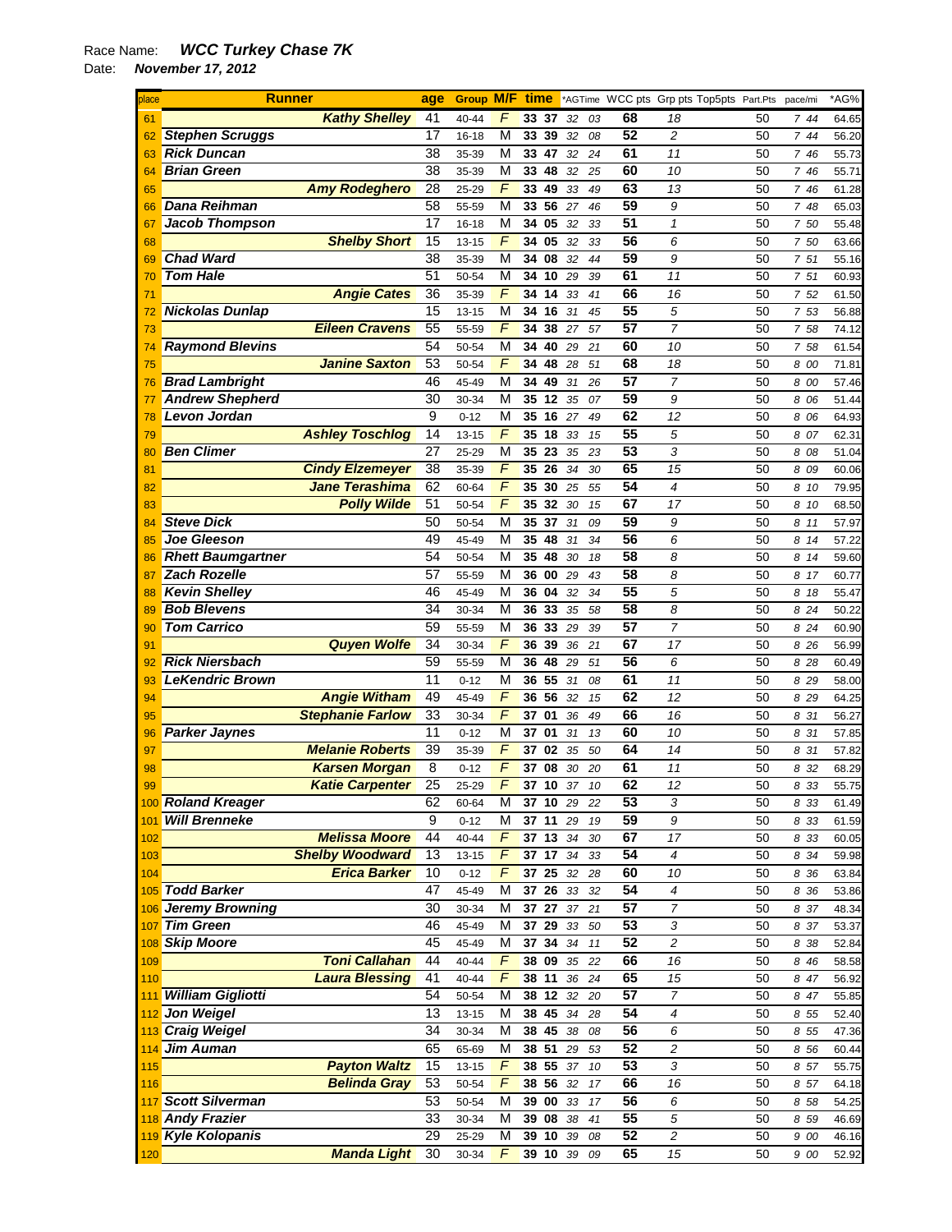Race Name: ***WCC Turkey Chase 7K***

Date: ***November 17, 2012***

| place | Runner | age | Group | M/F | time | *AGTime | WCC pts | Grp pts | Top5pts | Part.Pts | pace/mi | *AG% |
|---|---|---|---|---|---|---|---|---|---|---|---|---|
| 61 | Kathy Shelley | 41 | 40-44 | F | 33 37 | 32 03 | 68 | 18 | | 50 | 7 44 | 64.65 |
| 62 | Stephen Scruggs | 17 | 16-18 | M | 33 39 | 32 08 | 52 | 2 | | 50 | 7 44 | 56.20 |
| 63 | Rick Duncan | 38 | 35-39 | M | 33 47 | 32 24 | 61 | 11 | | 50 | 7 46 | 55.73 |
| 64 | Brian Green | 38 | 35-39 | M | 33 48 | 32 25 | 60 | 10 | | 50 | 7 46 | 55.71 |
| 65 | Amy Rodeghero | 28 | 25-29 | F | 33 49 | 33 49 | 63 | 13 | | 50 | 7 46 | 61.28 |
| 66 | Dana Reihman | 58 | 55-59 | M | 33 56 | 27 46 | 59 | 9 | | 50 | 7 48 | 65.03 |
| 67 | Jacob Thompson | 17 | 16-18 | M | 34 05 | 32 33 | 51 | 1 | | 50 | 7 50 | 55.48 |
| 68 | Shelby Short | 15 | 13-15 | F | 34 05 | 32 33 | 56 | 6 | | 50 | 7 50 | 63.66 |
| 69 | Chad Ward | 38 | 35-39 | M | 34 08 | 32 44 | 59 | 9 | | 50 | 7 51 | 55.16 |
| 70 | Tom Hale | 51 | 50-54 | M | 34 10 | 29 39 | 61 | 11 | | 50 | 7 51 | 60.93 |
| 71 | Angie Cates | 36 | 35-39 | F | 34 14 | 33 41 | 66 | 16 | | 50 | 7 52 | 61.50 |
| 72 | Nickolas Dunlap | 15 | 13-15 | M | 34 16 | 31 45 | 55 | 5 | | 50 | 7 53 | 56.88 |
| 73 | Eileen Cravens | 55 | 55-59 | F | 34 38 | 27 57 | 57 | 7 | | 50 | 7 58 | 74.12 |
| 74 | Raymond Blevins | 54 | 50-54 | M | 34 40 | 29 21 | 60 | 10 | | 50 | 7 58 | 61.54 |
| 75 | Janine Saxton | 53 | 50-54 | F | 34 48 | 28 51 | 68 | 18 | | 50 | 8 00 | 71.81 |
| 76 | Brad Lambright | 46 | 45-49 | M | 34 49 | 31 26 | 57 | 7 | | 50 | 8 00 | 57.46 |
| 77 | Andrew Shepherd | 30 | 30-34 | M | 35 12 | 35 07 | 59 | 9 | | 50 | 8 06 | 51.44 |
| 78 | Levon Jordan | 9 | 0-12 | M | 35 16 | 27 49 | 62 | 12 | | 50 | 8 06 | 64.93 |
| 79 | Ashley Toschlog | 14 | 13-15 | F | 35 18 | 33 15 | 55 | 5 | | 50 | 8 07 | 62.31 |
| 80 | Ben Climer | 27 | 25-29 | M | 35 23 | 35 23 | 53 | 3 | | 50 | 8 08 | 51.04 |
| 81 | Cindy Elzemeyer | 38 | 35-39 | F | 35 26 | 34 30 | 65 | 15 | | 50 | 8 09 | 60.06 |
| 82 | Jane Terashima | 62 | 60-64 | F | 35 30 | 25 55 | 54 | 4 | | 50 | 8 10 | 79.95 |
| 83 | Polly Wilde | 51 | 50-54 | F | 35 32 | 30 15 | 67 | 17 | | 50 | 8 10 | 68.50 |
| 84 | Steve Dick | 50 | 50-54 | M | 35 37 | 31 09 | 59 | 9 | | 50 | 8 11 | 57.97 |
| 85 | Joe Gleeson | 49 | 45-49 | M | 35 48 | 31 34 | 56 | 6 | | 50 | 8 14 | 57.22 |
| 86 | Rhett Baumgartner | 54 | 50-54 | M | 35 48 | 30 18 | 58 | 8 | | 50 | 8 14 | 59.60 |
| 87 | Zach Rozelle | 57 | 55-59 | M | 36 00 | 29 43 | 58 | 8 | | 50 | 8 17 | 60.77 |
| 88 | Kevin Shelley | 46 | 45-49 | M | 36 04 | 32 34 | 55 | 5 | | 50 | 8 18 | 55.47 |
| 89 | Bob Blevens | 34 | 30-34 | M | 36 33 | 35 58 | 58 | 8 | | 50 | 8 24 | 50.22 |
| 90 | Tom Carrico | 59 | 55-59 | M | 36 33 | 29 39 | 57 | 7 | | 50 | 8 24 | 60.90 |
| 91 | Quyen Wolfe | 34 | 30-34 | F | 36 39 | 36 21 | 67 | 17 | | 50 | 8 26 | 56.99 |
| 92 | Rick Niersbach | 59 | 55-59 | M | 36 48 | 29 51 | 56 | 6 | | 50 | 8 28 | 60.49 |
| 93 | LeKendric Brown | 11 | 0-12 | M | 36 55 | 31 08 | 61 | 11 | | 50 | 8 29 | 58.00 |
| 94 | Angie Witham | 49 | 45-49 | F | 36 56 | 32 15 | 62 | 12 | | 50 | 8 29 | 64.25 |
| 95 | Stephanie Farlow | 33 | 30-34 | F | 37 01 | 36 49 | 66 | 16 | | 50 | 8 31 | 56.27 |
| 96 | Parker Jaynes | 11 | 0-12 | M | 37 01 | 31 13 | 60 | 10 | | 50 | 8 31 | 57.85 |
| 97 | Melanie Roberts | 39 | 35-39 | F | 37 02 | 35 50 | 64 | 14 | | 50 | 8 31 | 57.82 |
| 98 | Karsen Morgan | 8 | 0-12 | F | 37 08 | 30 20 | 61 | 11 | | 50 | 8 32 | 68.29 |
| 99 | Katie Carpenter | 25 | 25-29 | F | 37 10 | 37 10 | 62 | 12 | | 50 | 8 33 | 55.75 |
| 100 | Roland Kreager | 62 | 60-64 | M | 37 10 | 29 22 | 53 | 3 | | 50 | 8 33 | 61.49 |
| 101 | Will Brenneke | 9 | 0-12 | M | 37 11 | 29 19 | 59 | 9 | | 50 | 8 33 | 61.59 |
| 102 | Melissa Moore | 44 | 40-44 | F | 37 13 | 34 30 | 67 | 17 | | 50 | 8 33 | 60.05 |
| 103 | Shelby Woodward | 13 | 13-15 | F | 37 17 | 34 33 | 54 | 4 | | 50 | 8 34 | 59.98 |
| 104 | Erica Barker | 10 | 0-12 | F | 37 25 | 32 28 | 60 | 10 | | 50 | 8 36 | 63.84 |
| 105 | Todd Barker | 47 | 45-49 | M | 37 26 | 33 32 | 54 | 4 | | 50 | 8 36 | 53.86 |
| 106 | Jeremy Browning | 30 | 30-34 | M | 37 27 | 37 21 | 57 | 7 | | 50 | 8 37 | 48.34 |
| 107 | Tim Green | 46 | 45-49 | M | 37 29 | 33 50 | 53 | 3 | | 50 | 8 37 | 53.37 |
| 108 | Skip Moore | 45 | 45-49 | M | 37 34 | 34 11 | 52 | 2 | | 50 | 8 38 | 52.84 |
| 109 | Toni Callahan | 44 | 40-44 | F | 38 09 | 35 22 | 66 | 16 | | 50 | 8 46 | 58.58 |
| 110 | Laura Blessing | 41 | 40-44 | F | 38 11 | 36 24 | 65 | 15 | | 50 | 8 47 | 56.92 |
| 111 | William Gigliotti | 54 | 50-54 | M | 38 12 | 32 20 | 57 | 7 | | 50 | 8 47 | 55.85 |
| 112 | Jon Weigel | 13 | 13-15 | M | 38 45 | 34 28 | 54 | 4 | | 50 | 8 55 | 52.40 |
| 113 | Craig Weigel | 34 | 30-34 | M | 38 45 | 38 08 | 56 | 6 | | 50 | 8 55 | 47.36 |
| 114 | Jim Auman | 65 | 65-69 | M | 38 51 | 29 53 | 52 | 2 | | 50 | 8 56 | 60.44 |
| 115 | Payton Waltz | 15 | 13-15 | F | 38 55 | 37 10 | 53 | 3 | | 50 | 8 57 | 55.75 |
| 116 | Belinda Gray | 53 | 50-54 | F | 38 56 | 32 17 | 66 | 16 | | 50 | 8 57 | 64.18 |
| 117 | Scott Silverman | 53 | 50-54 | M | 39 00 | 33 17 | 56 | 6 | | 50 | 8 58 | 54.25 |
| 118 | Andy Frazier | 33 | 30-34 | M | 39 08 | 38 41 | 55 | 5 | | 50 | 8 59 | 46.69 |
| 119 | Kyle Kolopanis | 29 | 25-29 | M | 39 10 | 39 08 | 52 | 2 | | 50 | 9 00 | 46.16 |
| 120 | Manda Light | 30 | 30-34 | F | 39 10 | 39 09 | 65 | 15 | | 50 | 9 00 | 52.92 |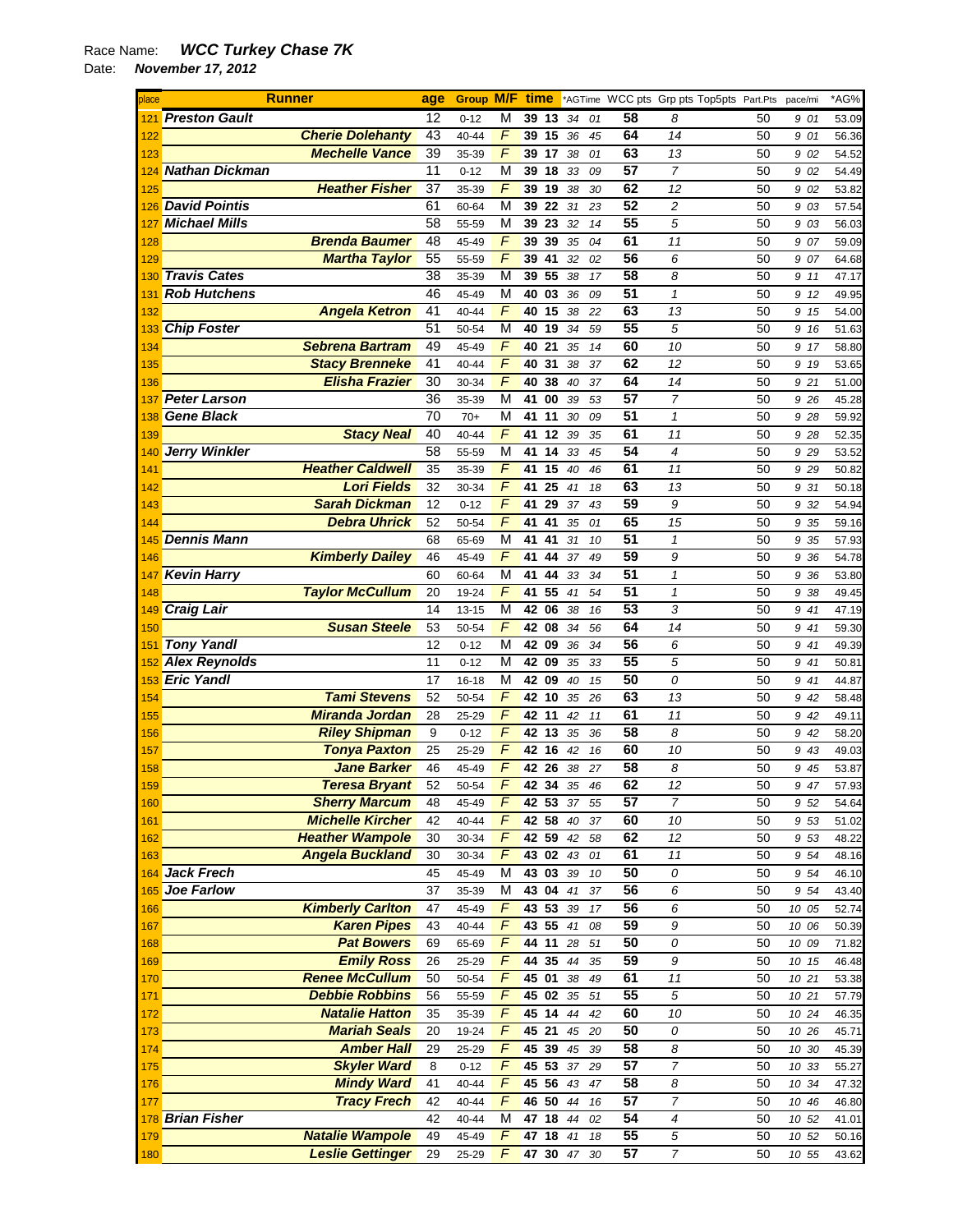Race Name: ***WCC Turkey Chase 7K***

Date: ***November 17, 2012***

| place | Runner | age | Group | M/F | time | *AGTime | WCC pts | Grp pts | Top5pts | Part.Pts | pace/mi | *AG% |
|---|---|---|---|---|---|---|---|---|---|---|---|---|
| 121 | Preston Gault | 12 | 0-12 | M | 39 13 | 34 01 | 58 | 8 | | 50 | 9 01 | 53.09 |
| 122 | Cherie Dolehanty | 43 | 40-44 | F | 39 15 | 36 45 | 64 | 14 | | 50 | 9 01 | 56.36 |
| 123 | Mechelle Vance | 39 | 35-39 | F | 39 17 | 38 01 | 63 | 13 | | 50 | 9 02 | 54.52 |
| 124 | Nathan Dickman | 11 | 0-12 | M | 39 18 | 33 09 | 57 | 7 | | 50 | 9 02 | 54.49 |
| 125 | Heather Fisher | 37 | 35-39 | F | 39 19 | 38 30 | 62 | 12 | | 50 | 9 02 | 53.82 |
| 126 | David Pointis | 61 | 60-64 | M | 39 22 | 31 23 | 52 | 2 | | 50 | 9 03 | 57.54 |
| 127 | Michael Mills | 58 | 55-59 | M | 39 23 | 32 14 | 55 | 5 | | 50 | 9 03 | 56.03 |
| 128 | Brenda Baumer | 48 | 45-49 | F | 39 39 | 35 04 | 61 | 11 | | 50 | 9 07 | 59.09 |
| 129 | Martha Taylor | 55 | 55-59 | F | 39 41 | 32 02 | 56 | 6 | | 50 | 9 07 | 64.68 |
| 130 | Travis Cates | 38 | 35-39 | M | 39 55 | 38 17 | 58 | 8 | | 50 | 9 11 | 47.17 |
| 131 | Rob Hutchens | 46 | 45-49 | M | 40 03 | 36 09 | 51 | 1 | | 50 | 9 12 | 49.95 |
| 132 | Angela Ketron | 41 | 40-44 | F | 40 15 | 38 22 | 63 | 13 | | 50 | 9 15 | 54.00 |
| 133 | Chip Foster | 51 | 50-54 | M | 40 19 | 34 59 | 55 | 5 | | 50 | 9 16 | 51.63 |
| 134 | Sebrena Bartram | 49 | 45-49 | F | 40 21 | 35 14 | 60 | 10 | | 50 | 9 17 | 58.80 |
| 135 | Stacy Brenneke | 41 | 40-44 | F | 40 31 | 38 37 | 62 | 12 | | 50 | 9 19 | 53.65 |
| 136 | Elisha Frazier | 30 | 30-34 | F | 40 38 | 40 37 | 64 | 14 | | 50 | 9 21 | 51.00 |
| 137 | Peter Larson | 36 | 35-39 | M | 41 00 | 39 53 | 57 | 7 | | 50 | 9 26 | 45.28 |
| 138 | Gene Black | 70 | 70+ | M | 41 11 | 30 09 | 51 | 1 | | 50 | 9 28 | 59.92 |
| 139 | Stacy Neal | 40 | 40-44 | F | 41 12 | 39 35 | 61 | 11 | | 50 | 9 28 | 52.35 |
| 140 | Jerry Winkler | 58 | 55-59 | M | 41 14 | 33 45 | 54 | 4 | | 50 | 9 29 | 53.52 |
| 141 | Heather Caldwell | 35 | 35-39 | F | 41 15 | 40 46 | 61 | 11 | | 50 | 9 29 | 50.82 |
| 142 | Lori Fields | 32 | 30-34 | F | 41 25 | 41 18 | 63 | 13 | | 50 | 9 31 | 50.18 |
| 143 | Sarah Dickman | 12 | 0-12 | F | 41 29 | 37 43 | 59 | 9 | | 50 | 9 32 | 54.94 |
| 144 | Debra Uhrick | 52 | 50-54 | F | 41 41 | 35 01 | 65 | 15 | | 50 | 9 35 | 59.16 |
| 145 | Dennis Mann | 68 | 65-69 | M | 41 41 | 31 10 | 51 | 1 | | 50 | 9 35 | 57.93 |
| 146 | Kimberly Dailey | 46 | 45-49 | F | 41 44 | 37 49 | 59 | 9 | | 50 | 9 36 | 54.78 |
| 147 | Kevin Harry | 60 | 60-64 | M | 41 44 | 33 34 | 51 | 1 | | 50 | 9 36 | 53.80 |
| 148 | Taylor McCullum | 20 | 19-24 | F | 41 55 | 41 54 | 51 | 1 | | 50 | 9 38 | 49.45 |
| 149 | Craig Lair | 14 | 13-15 | M | 42 06 | 38 16 | 53 | 3 | | 50 | 9 41 | 47.19 |
| 150 | Susan Steele | 53 | 50-54 | F | 42 08 | 34 56 | 64 | 14 | | 50 | 9 41 | 59.30 |
| 151 | Tony Yandl | 12 | 0-12 | M | 42 09 | 36 34 | 56 | 6 | | 50 | 9 41 | 49.39 |
| 152 | Alex Reynolds | 11 | 0-12 | M | 42 09 | 35 33 | 55 | 5 | | 50 | 9 41 | 50.81 |
| 153 | Eric Yandl | 17 | 16-18 | M | 42 09 | 40 15 | 50 | 0 | | 50 | 9 41 | 44.87 |
| 154 | Tami Stevens | 52 | 50-54 | F | 42 10 | 35 26 | 63 | 13 | | 50 | 9 42 | 58.48 |
| 155 | Miranda Jordan | 28 | 25-29 | F | 42 11 | 42 11 | 61 | 11 | | 50 | 9 42 | 49.11 |
| 156 | Riley Shipman | 9 | 0-12 | F | 42 13 | 35 36 | 58 | 8 | | 50 | 9 42 | 58.20 |
| 157 | Tonya Paxton | 25 | 25-29 | F | 42 16 | 42 16 | 60 | 10 | | 50 | 9 43 | 49.03 |
| 158 | Jane Barker | 46 | 45-49 | F | 42 26 | 38 27 | 58 | 8 | | 50 | 9 45 | 53.87 |
| 159 | Teresa Bryant | 52 | 50-54 | F | 42 34 | 35 46 | 62 | 12 | | 50 | 9 47 | 57.93 |
| 160 | Sherry Marcum | 48 | 45-49 | F | 42 53 | 37 55 | 57 | 7 | | 50 | 9 52 | 54.64 |
| 161 | Michelle Kircher | 42 | 40-44 | F | 42 58 | 40 37 | 60 | 10 | | 50 | 9 53 | 51.02 |
| 162 | Heather Wampole | 30 | 30-34 | F | 42 59 | 42 58 | 62 | 12 | | 50 | 9 53 | 48.22 |
| 163 | Angela Buckland | 30 | 30-34 | F | 43 02 | 43 01 | 61 | 11 | | 50 | 9 54 | 48.16 |
| 164 | Jack Frech | 45 | 45-49 | M | 43 03 | 39 10 | 50 | 0 | | 50 | 9 54 | 46.10 |
| 165 | Joe Farlow | 37 | 35-39 | M | 43 04 | 41 37 | 56 | 6 | | 50 | 9 54 | 43.40 |
| 166 | Kimberly Carlton | 47 | 45-49 | F | 43 53 | 39 17 | 56 | 6 | | 50 | 10 05 | 52.74 |
| 167 | Karen Pipes | 43 | 40-44 | F | 43 55 | 41 08 | 59 | 9 | | 50 | 10 06 | 50.39 |
| 168 | Pat Bowers | 69 | 65-69 | F | 44 11 | 28 51 | 50 | 0 | | 50 | 10 09 | 71.82 |
| 169 | Emily Ross | 26 | 25-29 | F | 44 35 | 44 35 | 59 | 9 | | 50 | 10 15 | 46.48 |
| 170 | Renee McCullum | 50 | 50-54 | F | 45 01 | 38 49 | 61 | 11 | | 50 | 10 21 | 53.38 |
| 171 | Debbie Robbins | 56 | 55-59 | F | 45 02 | 35 51 | 55 | 5 | | 50 | 10 21 | 57.79 |
| 172 | Natalie Hatton | 35 | 35-39 | F | 45 14 | 44 42 | 60 | 10 | | 50 | 10 24 | 46.35 |
| 173 | Mariah Seals | 20 | 19-24 | F | 45 21 | 45 20 | 50 | 0 | | 50 | 10 26 | 45.71 |
| 174 | Amber Hall | 29 | 25-29 | F | 45 39 | 45 39 | 58 | 8 | | 50 | 10 30 | 45.39 |
| 175 | Skyler Ward | 8 | 0-12 | F | 45 53 | 37 29 | 57 | 7 | | 50 | 10 33 | 55.27 |
| 176 | Mindy Ward | 41 | 40-44 | F | 45 56 | 43 47 | 58 | 8 | | 50 | 10 34 | 47.32 |
| 177 | Tracy Frech | 42 | 40-44 | F | 46 50 | 44 16 | 57 | 7 | | 50 | 10 46 | 46.80 |
| 178 | Brian Fisher | 42 | 40-44 | M | 47 18 | 44 02 | 54 | 4 | | 50 | 10 52 | 41.01 |
| 179 | Natalie Wampole | 49 | 45-49 | F | 47 18 | 41 18 | 55 | 5 | | 50 | 10 52 | 50.16 |
| 180 | Leslie Gettinger | 29 | 25-29 | F | 47 30 | 47 30 | 57 | 7 | | 50 | 10 55 | 43.62 |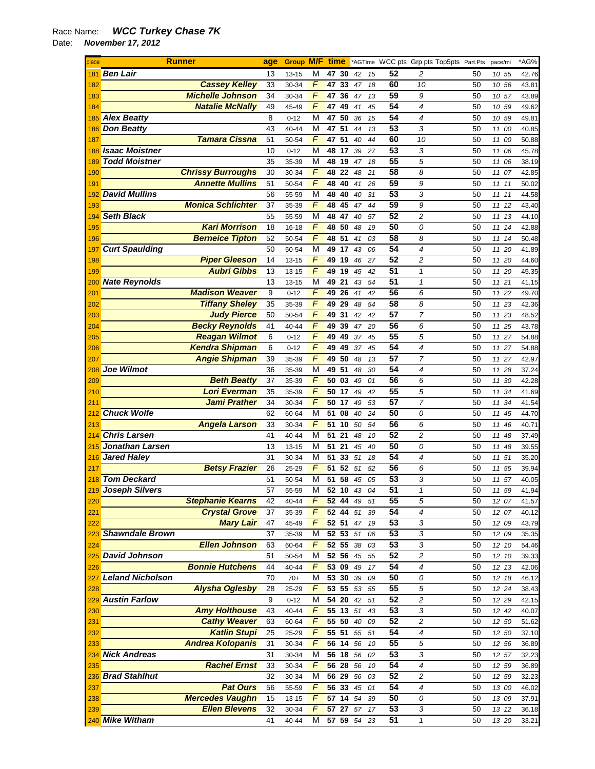Race Name: ***WCC Turkey Chase 7K***

Date: ***November 17, 2012***

| place | Runner | age | Group | M/F | time | | *AGTime | | WCC pts | Grp pts | Top5pts | Part.Pts | pace/mi | *AG% |
|---|---|---|---|---|---|---|---|---|---|---|---|---|---|---|
| 181 | Ben Lair | 13 | 13-15 | M | 47 | 30 | 42 | 15 | 52 | 2 | | 50 | 10 55 | 42.76 |
| 182 | Cassey Kelley | 33 | 30-34 | F | 47 | 33 | 47 | 18 | 60 | 10 | | 50 | 10 56 | 43.81 |
| 183 | Michelle Johnson | 34 | 30-34 | F | 47 | 36 | 47 | 13 | 59 | 9 | | 50 | 10 57 | 43.89 |
| 184 | Natalie McNally | 49 | 45-49 | F | 47 | 49 | 41 | 45 | 54 | 4 | | 50 | 10 59 | 49.62 |
| 185 | Alex Beatty | 8 | 0-12 | M | 47 | 50 | 36 | 15 | 54 | 4 | | 50 | 10 59 | 49.81 |
| 186 | Don Beatty | 43 | 40-44 | M | 47 | 51 | 44 | 13 | 53 | 3 | | 50 | 11 00 | 40.85 |
| 187 | Tamara Cissna | 51 | 50-54 | F | 47 | 51 | 40 | 44 | 60 | 10 | | 50 | 11 00 | 50.88 |
| 188 | Isaac Moistner | 10 | 0-12 | M | 48 | 17 | 39 | 27 | 53 | 3 | | 50 | 11 06 | 45.78 |
| 189 | Todd Moistner | 35 | 35-39 | M | 48 | 19 | 47 | 18 | 55 | 5 | | 50 | 11 06 | 38.19 |
| 190 | Chrissy Burroughs | 30 | 30-34 | F | 48 | 22 | 48 | 21 | 58 | 8 | | 50 | 11 07 | 42.85 |
| 191 | Annette Mullins | 51 | 50-54 | F | 48 | 40 | 41 | 26 | 59 | 9 | | 50 | 11 11 | 50.02 |
| 192 | David Mullins | 56 | 55-59 | M | 48 | 40 | 40 | 31 | 53 | 3 | | 50 | 11 11 | 44.58 |
| 193 | Monica Schlichter | 37 | 35-39 | F | 48 | 45 | 47 | 44 | 59 | 9 | | 50 | 11 12 | 43.40 |
| 194 | Seth Black | 55 | 55-59 | M | 48 | 47 | 40 | 57 | 52 | 2 | | 50 | 11 13 | 44.10 |
| 195 | Kari Morrison | 18 | 16-18 | F | 48 | 50 | 48 | 19 | 50 | 0 | | 50 | 11 14 | 42.88 |
| 196 | Berneice Tipton | 52 | 50-54 | F | 48 | 51 | 41 | 03 | 58 | 8 | | 50 | 11 14 | 50.48 |
| 197 | Curt Spaulding | 50 | 50-54 | M | 49 | 17 | 43 | 06 | 54 | 4 | | 50 | 11 20 | 41.89 |
| 198 | Piper Gleeson | 14 | 13-15 | F | 49 | 19 | 46 | 27 | 52 | 2 | | 50 | 11 20 | 44.60 |
| 199 | Aubri Gibbs | 13 | 13-15 | F | 49 | 19 | 45 | 42 | 51 | 1 | | 50 | 11 20 | 45.35 |
| 200 | Nate Reynolds | 13 | 13-15 | M | 49 | 21 | 43 | 54 | 51 | 1 | | 50 | 11 21 | 41.15 |
| 201 | Madison Weaver | 9 | 0-12 | F | 49 | 26 | 41 | 42 | 56 | 6 | | 50 | 11 22 | 49.70 |
| 202 | Tiffany Sheley | 35 | 35-39 | F | 49 | 29 | 48 | 54 | 58 | 8 | | 50 | 11 23 | 42.36 |
| 203 | Judy Pierce | 50 | 50-54 | F | 49 | 31 | 42 | 42 | 57 | 7 | | 50 | 11 23 | 48.52 |
| 204 | Becky Reynolds | 41 | 40-44 | F | 49 | 39 | 47 | 20 | 56 | 6 | | 50 | 11 25 | 43.78 |
| 205 | Reagan Wilmot | 6 | 0-12 | F | 49 | 49 | 37 | 45 | 55 | 5 | | 50 | 11 27 | 54.88 |
| 206 | Kendra Shipman | 6 | 0-12 | F | 49 | 49 | 37 | 45 | 54 | 4 | | 50 | 11 27 | 54.88 |
| 207 | Angie Shipman | 39 | 35-39 | F | 49 | 50 | 48 | 13 | 57 | 7 | | 50 | 11 27 | 42.97 |
| 208 | Joe Wilmot | 36 | 35-39 | M | 49 | 51 | 48 | 30 | 54 | 4 | | 50 | 11 28 | 37.24 |
| 209 | Beth Beatty | 37 | 35-39 | F | 50 | 03 | 49 | 01 | 56 | 6 | | 50 | 11 30 | 42.28 |
| 210 | Lori Everman | 35 | 35-39 | F | 50 | 17 | 49 | 42 | 55 | 5 | | 50 | 11 34 | 41.69 |
| 211 | Jami Prather | 34 | 30-34 | F | 50 | 17 | 49 | 53 | 57 | 7 | | 50 | 11 34 | 41.54 |
| 212 | Chuck Wolfe | 62 | 60-64 | M | 51 | 08 | 40 | 24 | 50 | 0 | | 50 | 11 45 | 44.70 |
| 213 | Angela Larson | 33 | 30-34 | F | 51 | 10 | 50 | 54 | 56 | 6 | | 50 | 11 46 | 40.71 |
| 214 | Chris Larsen | 41 | 40-44 | M | 51 | 21 | 48 | 10 | 52 | 2 | | 50 | 11 48 | 37.49 |
| 215 | Jonathan Larsen | 13 | 13-15 | M | 51 | 21 | 45 | 40 | 50 | 0 | | 50 | 11 48 | 39.55 |
| 216 | Jared Haley | 31 | 30-34 | M | 51 | 33 | 51 | 18 | 54 | 4 | | 50 | 11 51 | 35.20 |
| 217 | Betsy Frazier | 26 | 25-29 | F | 51 | 52 | 51 | 52 | 56 | 6 | | 50 | 11 55 | 39.94 |
| 218 | Tom Deckard | 51 | 50-54 | M | 51 | 58 | 45 | 05 | 53 | 3 | | 50 | 11 57 | 40.05 |
| 219 | Joseph Silvers | 57 | 55-59 | M | 52 | 10 | 43 | 04 | 51 | 1 | | 50 | 11 59 | 41.94 |
| 220 | Stephanie Kearns | 42 | 40-44 | F | 52 | 44 | 49 | 51 | 55 | 5 | | 50 | 12 07 | 41.57 |
| 221 | Crystal Grove | 37 | 35-39 | F | 52 | 44 | 51 | 39 | 54 | 4 | | 50 | 12 07 | 40.12 |
| 222 | Mary Lair | 47 | 45-49 | F | 52 | 51 | 47 | 19 | 53 | 3 | | 50 | 12 09 | 43.79 |
| 223 | Shawndale Brown | 37 | 35-39 | M | 52 | 53 | 51 | 06 | 53 | 3 | | 50 | 12 09 | 35.35 |
| 224 | Ellen Johnson | 63 | 60-64 | F | 52 | 55 | 38 | 03 | 53 | 3 | | 50 | 12 10 | 54.46 |
| 225 | David Johnson | 51 | 50-54 | M | 52 | 56 | 45 | 55 | 52 | 2 | | 50 | 12 10 | 39.33 |
| 226 | Bonnie Hutchens | 44 | 40-44 | F | 53 | 09 | 49 | 17 | 54 | 4 | | 50 | 12 13 | 42.06 |
| 227 | Leland Nicholson | 70 | 70+ | M | 53 | 30 | 39 | 09 | 50 | 0 | | 50 | 12 18 | 46.12 |
| 228 | Alysha Oglesby | 28 | 25-29 | F | 53 | 55 | 53 | 55 | 55 | 5 | | 50 | 12 24 | 38.43 |
| 229 | Austin Farlow | 9 | 0-12 | M | 54 | 20 | 42 | 51 | 52 | 2 | | 50 | 12 29 | 42.15 |
| 230 | Amy Holthouse | 43 | 40-44 | F | 55 | 13 | 51 | 43 | 53 | 3 | | 50 | 12 42 | 40.07 |
| 231 | Cathy Weaver | 63 | 60-64 | F | 55 | 50 | 40 | 09 | 52 | 2 | | 50 | 12 50 | 51.62 |
| 232 | Katlin Stupi | 25 | 25-29 | F | 55 | 51 | 55 | 51 | 54 | 4 | | 50 | 12 50 | 37.10 |
| 233 | Andrea Kolopanis | 31 | 30-34 | F | 56 | 14 | 56 | 10 | 55 | 5 | | 50 | 12 56 | 36.89 |
| 234 | Nick Andreas | 31 | 30-34 | M | 56 | 18 | 56 | 02 | 53 | 3 | | 50 | 12 57 | 32.23 |
| 235 | Rachel Ernst | 33 | 30-34 | F | 56 | 28 | 56 | 10 | 54 | 4 | | 50 | 12 59 | 36.89 |
| 236 | Brad Stahlhut | 32 | 30-34 | M | 56 | 29 | 56 | 03 | 52 | 2 | | 50 | 12 59 | 32.23 |
| 237 | Pat Ours | 56 | 55-59 | F | 56 | 33 | 45 | 01 | 54 | 4 | | 50 | 13 00 | 46.02 |
| 238 | Mercedes Vaughn | 15 | 13-15 | F | 57 | 14 | 54 | 39 | 50 | 0 | | 50 | 13 09 | 37.91 |
| 239 | Ellen Blevens | 32 | 30-34 | F | 57 | 27 | 57 | 17 | 53 | 3 | | 50 | 13 12 | 36.18 |
| 240 | Mike Witham | 41 | 40-44 | M | 57 | 59 | 54 | 23 | 51 | 1 | | 50 | 13 20 | 33.21 |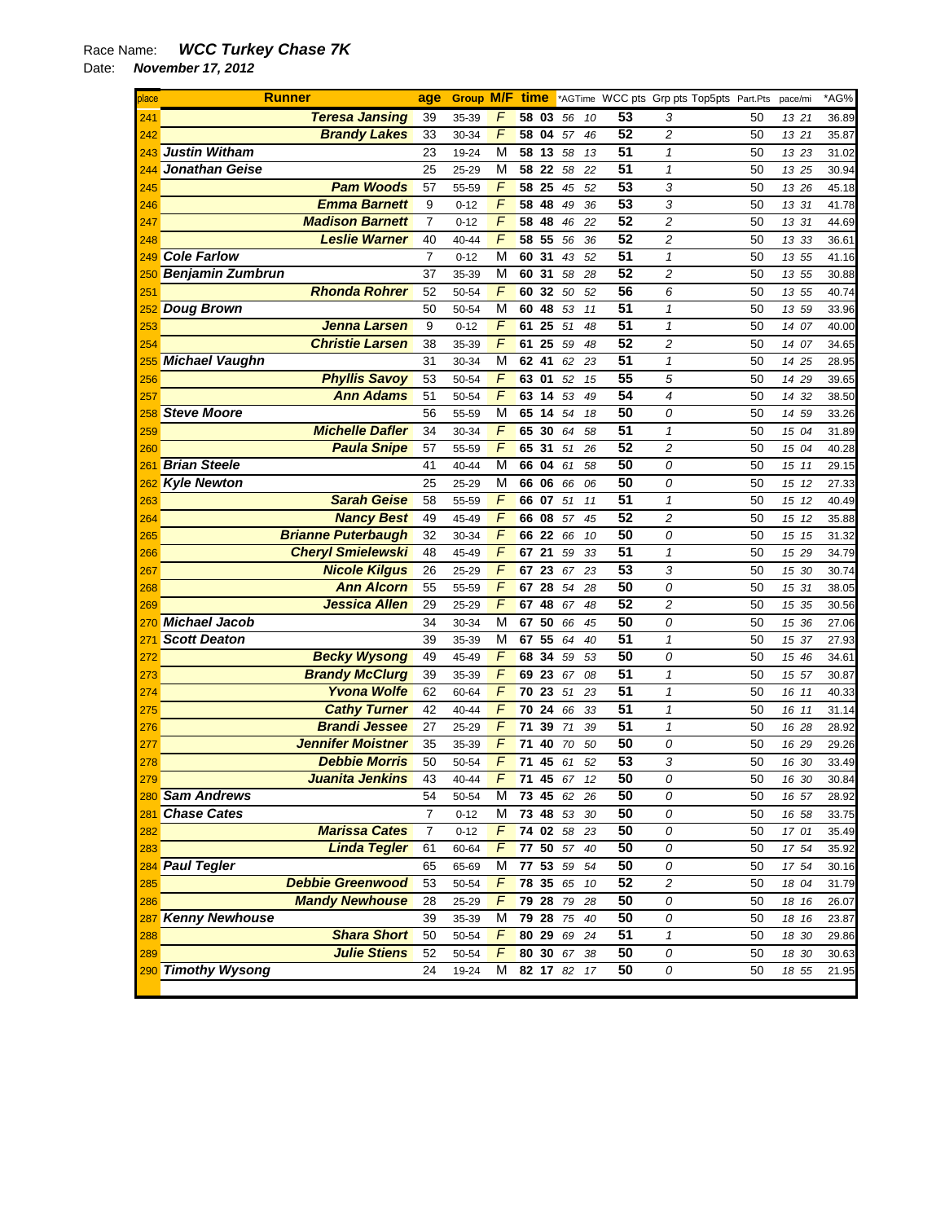Race Name: ***WCC Turkey Chase 7K***

Date: ***November 17, 2012***

| place | Runner | age | Group | M/F | time | *AGTime | WCC pts | Grp pts | Top5pts | Part.Pts | pace/mi | *AG% |
|---|---|---|---|---|---|---|---|---|---|---|---|---|
| 241 | Teresa Jansing | 39 | 35-39 | F | 58 03 | 56 10 | 53 | 3 | | 50 | 13 21 | 36.89 |
| 242 | Brandy Lakes | 33 | 30-34 | F | 58 04 | 57 46 | 52 | 2 | | 50 | 13 21 | 35.87 |
| 243 | Justin Witham | 23 | 19-24 | M | 58 13 | 58 13 | 51 | 1 | | 50 | 13 23 | 31.02 |
| 244 | Jonathan Geise | 25 | 25-29 | M | 58 22 | 58 22 | 51 | 1 | | 50 | 13 25 | 30.94 |
| 245 | Pam Woods | 57 | 55-59 | F | 58 25 | 45 52 | 53 | 3 | | 50 | 13 26 | 45.18 |
| 246 | Emma Barnett | 9 | 0-12 | F | 58 48 | 49 36 | 53 | 3 | | 50 | 13 31 | 41.78 |
| 247 | Madison Barnett | 7 | 0-12 | F | 58 48 | 46 22 | 52 | 2 | | 50 | 13 31 | 44.69 |
| 248 | Leslie Warner | 40 | 40-44 | F | 58 55 | 56 36 | 52 | 2 | | 50 | 13 33 | 36.61 |
| 249 | Cole Farlow | 7 | 0-12 | M | 60 31 | 43 52 | 51 | 1 | | 50 | 13 55 | 41.16 |
| 250 | Benjamin Zumbrun | 37 | 35-39 | M | 60 31 | 58 28 | 52 | 2 | | 50 | 13 55 | 30.88 |
| 251 | Rhonda Rohrer | 52 | 50-54 | F | 60 32 | 50 52 | 56 | 6 | | 50 | 13 55 | 40.74 |
| 252 | Doug Brown | 50 | 50-54 | M | 60 48 | 53 11 | 51 | 1 | | 50 | 13 59 | 33.96 |
| 253 | Jenna Larsen | 9 | 0-12 | F | 61 25 | 51 48 | 51 | 1 | | 50 | 14 07 | 40.00 |
| 254 | Christie Larsen | 38 | 35-39 | F | 61 25 | 59 48 | 52 | 2 | | 50 | 14 07 | 34.65 |
| 255 | Michael Vaughn | 31 | 30-34 | M | 62 41 | 62 23 | 51 | 1 | | 50 | 14 25 | 28.95 |
| 256 | Phyllis Savoy | 53 | 50-54 | F | 63 01 | 52 15 | 55 | 5 | | 50 | 14 29 | 39.65 |
| 257 | Ann Adams | 51 | 50-54 | F | 63 14 | 53 49 | 54 | 4 | | 50 | 14 32 | 38.50 |
| 258 | Steve Moore | 56 | 55-59 | M | 65 14 | 54 18 | 50 | 0 | | 50 | 14 59 | 33.26 |
| 259 | Michelle Dafler | 34 | 30-34 | F | 65 30 | 64 58 | 51 | 1 | | 50 | 15 04 | 31.89 |
| 260 | Paula Snipe | 57 | 55-59 | F | 65 31 | 51 26 | 52 | 2 | | 50 | 15 04 | 40.28 |
| 261 | Brian Steele | 41 | 40-44 | M | 66 04 | 61 58 | 50 | 0 | | 50 | 15 11 | 29.15 |
| 262 | Kyle Newton | 25 | 25-29 | M | 66 06 | 66 06 | 50 | 0 | | 50 | 15 12 | 27.33 |
| 263 | Sarah Geise | 58 | 55-59 | F | 66 07 | 51 11 | 51 | 1 | | 50 | 15 12 | 40.49 |
| 264 | Nancy Best | 49 | 45-49 | F | 66 08 | 57 45 | 52 | 2 | | 50 | 15 12 | 35.88 |
| 265 | Brianne Puterbaugh | 32 | 30-34 | F | 66 22 | 66 10 | 50 | 0 | | 50 | 15 15 | 31.32 |
| 266 | Cheryl Smielewski | 48 | 45-49 | F | 67 21 | 59 33 | 51 | 1 | | 50 | 15 29 | 34.79 |
| 267 | Nicole Kilgus | 26 | 25-29 | F | 67 23 | 67 23 | 53 | 3 | | 50 | 15 30 | 30.74 |
| 268 | Ann Alcorn | 55 | 55-59 | F | 67 28 | 54 28 | 50 | 0 | | 50 | 15 31 | 38.05 |
| 269 | Jessica Allen | 29 | 25-29 | F | 67 48 | 67 48 | 52 | 2 | | 50 | 15 35 | 30.56 |
| 270 | Michael Jacob | 34 | 30-34 | M | 67 50 | 66 45 | 50 | 0 | | 50 | 15 36 | 27.06 |
| 271 | Scott Deaton | 39 | 35-39 | M | 67 55 | 64 40 | 51 | 1 | | 50 | 15 37 | 27.93 |
| 272 | Becky Wysong | 49 | 45-49 | F | 68 34 | 59 53 | 50 | 0 | | 50 | 15 46 | 34.61 |
| 273 | Brandy McClurg | 39 | 35-39 | F | 69 23 | 67 08 | 51 | 1 | | 50 | 15 57 | 30.87 |
| 274 | Yvona Wolfe | 62 | 60-64 | F | 70 23 | 51 23 | 51 | 1 | | 50 | 16 11 | 40.33 |
| 275 | Cathy Turner | 42 | 40-44 | F | 70 24 | 66 33 | 51 | 1 | | 50 | 16 11 | 31.14 |
| 276 | Brandi Jessee | 27 | 25-29 | F | 71 39 | 71 39 | 51 | 1 | | 50 | 16 28 | 28.92 |
| 277 | Jennifer Moistner | 35 | 35-39 | F | 71 40 | 70 50 | 50 | 0 | | 50 | 16 29 | 29.26 |
| 278 | Debbie Morris | 50 | 50-54 | F | 71 45 | 61 52 | 53 | 3 | | 50 | 16 30 | 33.49 |
| 279 | Juanita Jenkins | 43 | 40-44 | F | 71 45 | 67 12 | 50 | 0 | | 50 | 16 30 | 30.84 |
| 280 | Sam Andrews | 54 | 50-54 | M | 73 45 | 62 26 | 50 | 0 | | 50 | 16 57 | 28.92 |
| 281 | Chase Cates | 7 | 0-12 | M | 73 48 | 53 30 | 50 | 0 | | 50 | 16 58 | 33.75 |
| 282 | Marissa Cates | 7 | 0-12 | F | 74 02 | 58 23 | 50 | 0 | | 50 | 17 01 | 35.49 |
| 283 | Linda Tegler | 61 | 60-64 | F | 77 50 | 57 40 | 50 | 0 | | 50 | 17 54 | 35.92 |
| 284 | Paul Tegler | 65 | 65-69 | M | 77 53 | 59 54 | 50 | 0 | | 50 | 17 54 | 30.16 |
| 285 | Debbie Greenwood | 53 | 50-54 | F | 78 35 | 65 10 | 52 | 2 | | 50 | 18 04 | 31.79 |
| 286 | Mandy Newhouse | 28 | 25-29 | F | 79 28 | 79 28 | 50 | 0 | | 50 | 18 16 | 26.07 |
| 287 | Kenny Newhouse | 39 | 35-39 | M | 79 28 | 75 40 | 50 | 0 | | 50 | 18 16 | 23.87 |
| 288 | Shara Short | 50 | 50-54 | F | 80 29 | 69 24 | 51 | 1 | | 50 | 18 30 | 29.86 |
| 289 | Julie Stiens | 52 | 50-54 | F | 80 30 | 67 38 | 50 | 0 | | 50 | 18 30 | 30.63 |
| 290 | Timothy Wysong | 24 | 19-24 | M | 82 17 | 82 17 | 50 | 0 | | 50 | 18 55 | 21.95 |